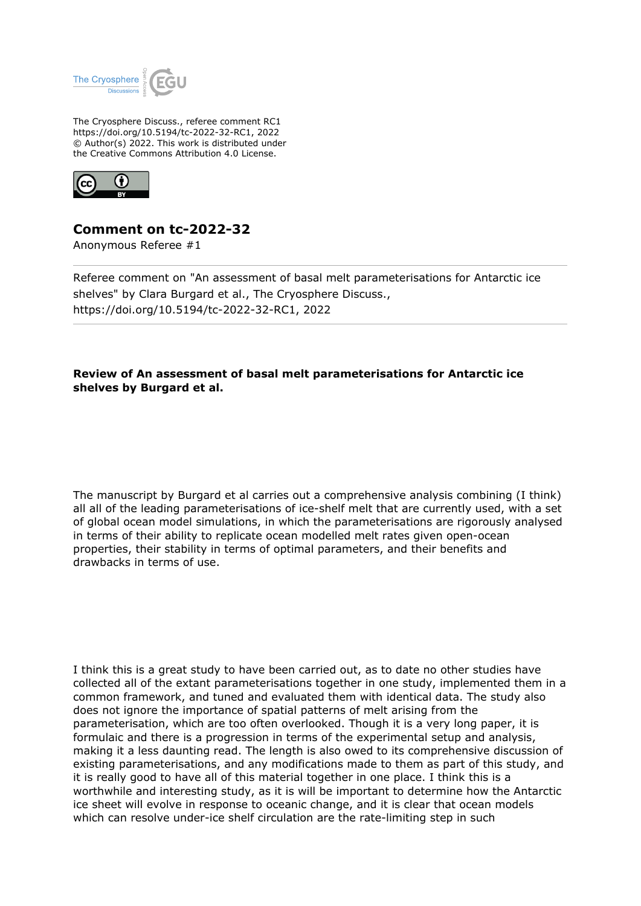The Cryosphere Discuss., referee comment RC1
https://doi.org/10.5194/tc-2022-32-RC1, 2022
© Author(s) 2022. This work is distributed under
the Creative Commons Attribution 4.0 License.

# Comment on tc-2022-32

Anonymous Referee #1

Referee comment on "An assessment of basal melt parameterisations for Antarctic ice shelves" by Clara Burgard et al., The Cryosphere Discuss., https://doi.org/10.5194/tc-2022-32-RC1, 2022

**Review of An assessment of basal melt parameterisations for Antarctic ice shelves by Burgard et al.**

The manuscript by Burgard et al carries out a comprehensive analysis combining (I think) all all of the leading parameterisations of ice-shelf melt that are currently used, with a set of global ocean model simulations, in which the parameterisations are rigorously analysed in terms of their ability to replicate ocean modelled melt rates given open-ocean properties, their stability in terms of optimal parameters, and their benefits and drawbacks in terms of use.

I think this is a great study to have been carried out, as to date no other studies have collected all of the extant parameterisations together in one study, implemented them in a common framework, and tuned and evaluated them with identical data. The study also does not ignore the importance of spatial patterns of melt arising from the parameterisation, which are too often overlooked. Though it is a very long paper, it is formulaic and there is a progression in terms of the experimental setup and analysis, making it a less daunting read. The length is also owed to its comprehensive discussion of existing parameterisations, and any modifications made to them as part of this study, and it is really good to have all of this material together in one place. I think this is a worthwhile and interesting study, as it is will be important to determine how the Antarctic ice sheet will evolve in response to oceanic change, and it is clear that ocean models which can resolve under-ice shelf circulation are the rate-limiting step in such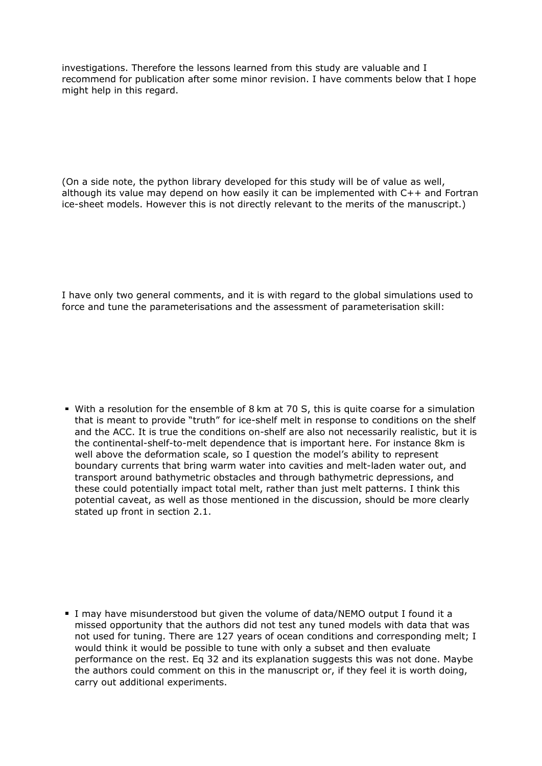investigations. Therefore the lessons learned from this study are valuable and I recommend for publication after some minor revision. I have comments below that I hope might help in this regard.

(On a side note, the python library developed for this study will be of value as well, although its value may depend on how easily it can be implemented with C++ and Fortran ice-sheet models. However this is not directly relevant to the merits of the manuscript.)

I have only two general comments, and it is with regard to the global simulations used to force and tune the parameterisations and the assessment of parameterisation skill:

- With a resolution for the ensemble of 8 km at 70 S, this is quite coarse for a simulation that is meant to provide "truth" for ice-shelf melt in response to conditions on the shelf and the ACC. It is true the conditions on-shelf are also not necessarily realistic, but it is the continental-shelf-to-melt dependence that is important here. For instance 8km is well above the deformation scale, so I question the model's ability to represent boundary currents that bring warm water into cavities and melt-laden water out, and transport around bathymetric obstacles and through bathymetric depressions, and these could potentially impact total melt, rather than just melt patterns. I think this potential caveat, as well as those mentioned in the discussion, should be more clearly stated up front in section 2.1.

- I may have misunderstood but given the volume of data/NEMO output I found it a missed opportunity that the authors did not test any tuned models with data that was not used for tuning. There are 127 years of ocean conditions and corresponding melt; I would think it would be possible to tune with only a subset and then evaluate performance on the rest. Eq 32 and its explanation suggests this was not done. Maybe the authors could comment on this in the manuscript or, if they feel it is worth doing, carry out additional experiments.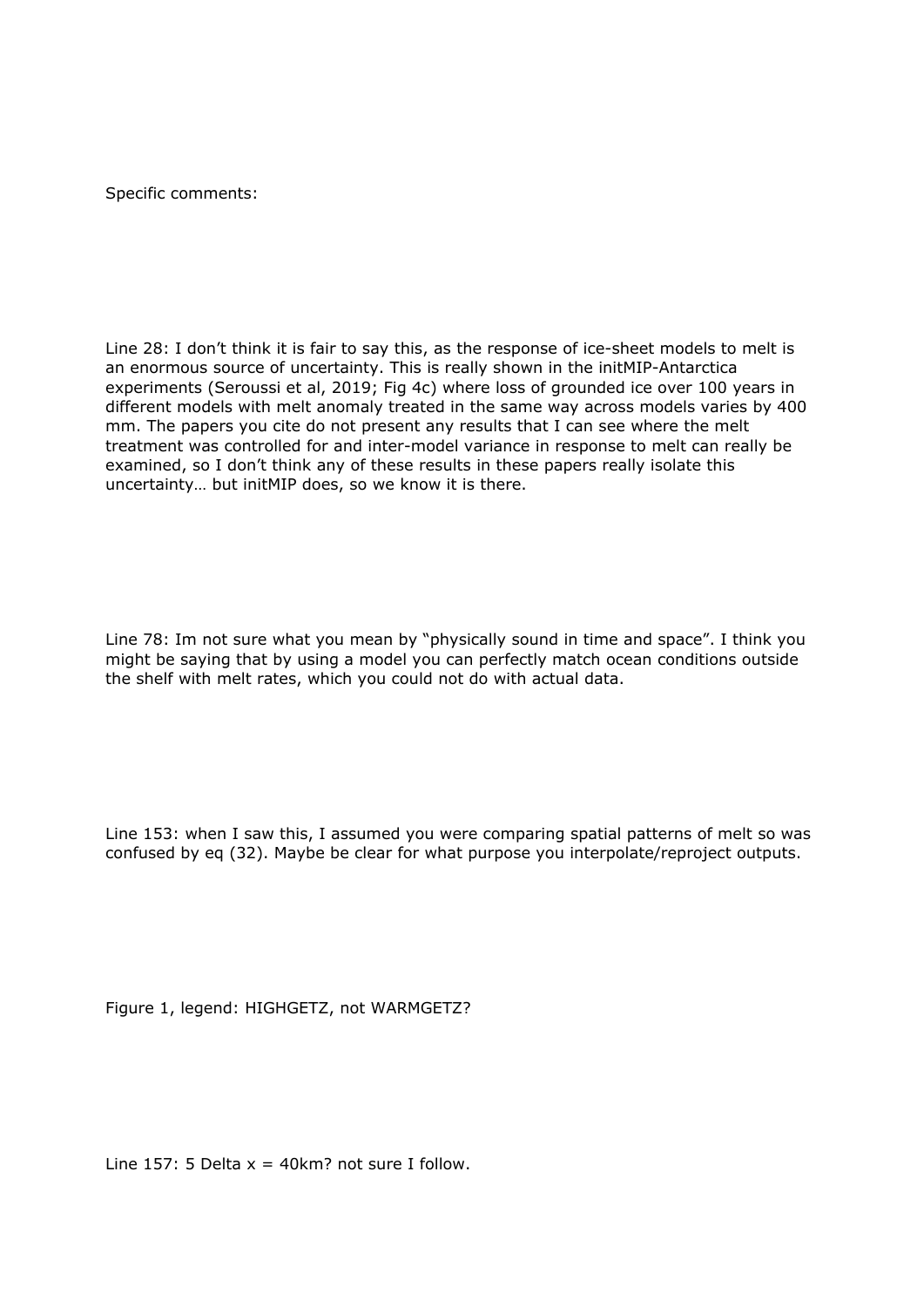Specific comments:

Line 28: I don't think it is fair to say this, as the response of ice-sheet models to melt is an enormous source of uncertainty. This is really shown in the initMIP-Antarctica experiments (Seroussi et al, 2019; Fig 4c) where loss of grounded ice over 100 years in different models with melt anomaly treated in the same way across models varies by 400 mm. The papers you cite do not present any results that I can see where the melt treatment was controlled for and inter-model variance in response to melt can really be examined, so I don't think any of these results in these papers really isolate this uncertainty… but initMIP does, so we know it is there.

Line 78: Im not sure what you mean by "physically sound in time and space". I think you might be saying that by using a model you can perfectly match ocean conditions outside the shelf with melt rates, which you could not do with actual data.

Line 153: when I saw this, I assumed you were comparing spatial patterns of melt so was confused by eq (32). Maybe be clear for what purpose you interpolate/reproject outputs.

Figure 1, legend: HIGHGETZ, not WARMGETZ?

Line 157: 5 Delta x = 40km? not sure I follow.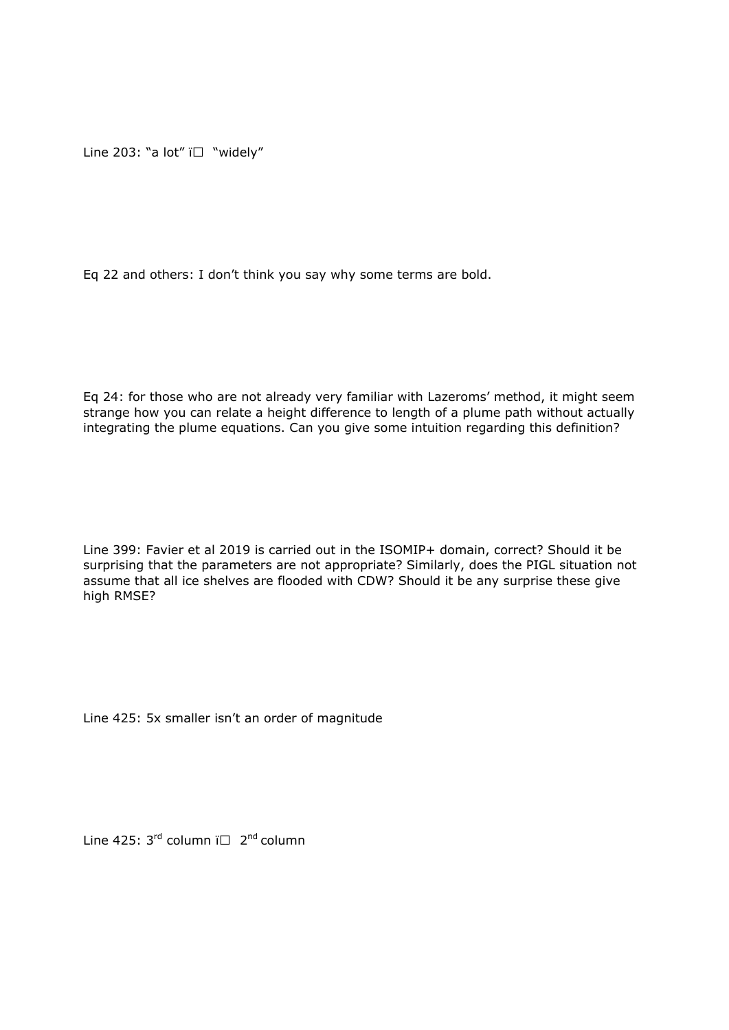Line 203: “a lot” ï□ “widely”

Eq 22 and others: I don’t think you say why some terms are bold.

Eq 24: for those who are not already very familiar with Lazeroms’ method, it might seem strange how you can relate a height difference to length of a plume path without actually integrating the plume equations. Can you give some intuition regarding this definition?

Line 399: Favier et al 2019 is carried out in the ISOMIP+ domain, correct? Should it be surprising that the parameters are not appropriate? Similarly, does the PIGL situation not assume that all ice shelves are flooded with CDW? Should it be any surprise these give high RMSE?

Line 425: 5x smaller isn’t an order of magnitude

Line 425: 3rd column ï□ 2nd column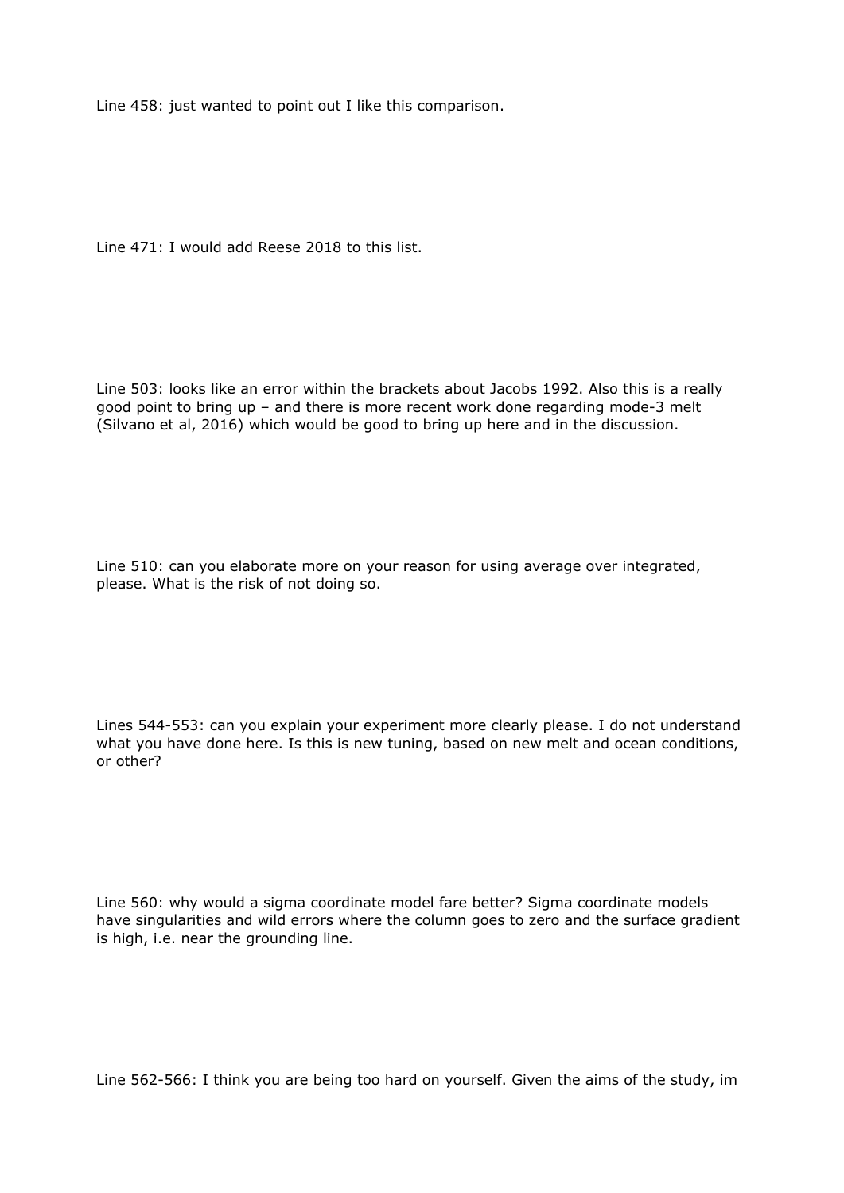Line 458: just wanted to point out I like this comparison.

Line 471: I would add Reese 2018 to this list.

Line 503: looks like an error within the brackets about Jacobs 1992. Also this is a really good point to bring up – and there is more recent work done regarding mode-3 melt (Silvano et al, 2016) which would be good to bring up here and in the discussion.

Line 510: can you elaborate more on your reason for using average over integrated, please. What is the risk of not doing so.

Lines 544-553: can you explain your experiment more clearly please. I do not understand what you have done here. Is this is new tuning, based on new melt and ocean conditions, or other?

Line 560: why would a sigma coordinate model fare better? Sigma coordinate models have singularities and wild errors where the column goes to zero and the surface gradient is high, i.e. near the grounding line.

Line 562-566: I think you are being too hard on yourself. Given the aims of the study, im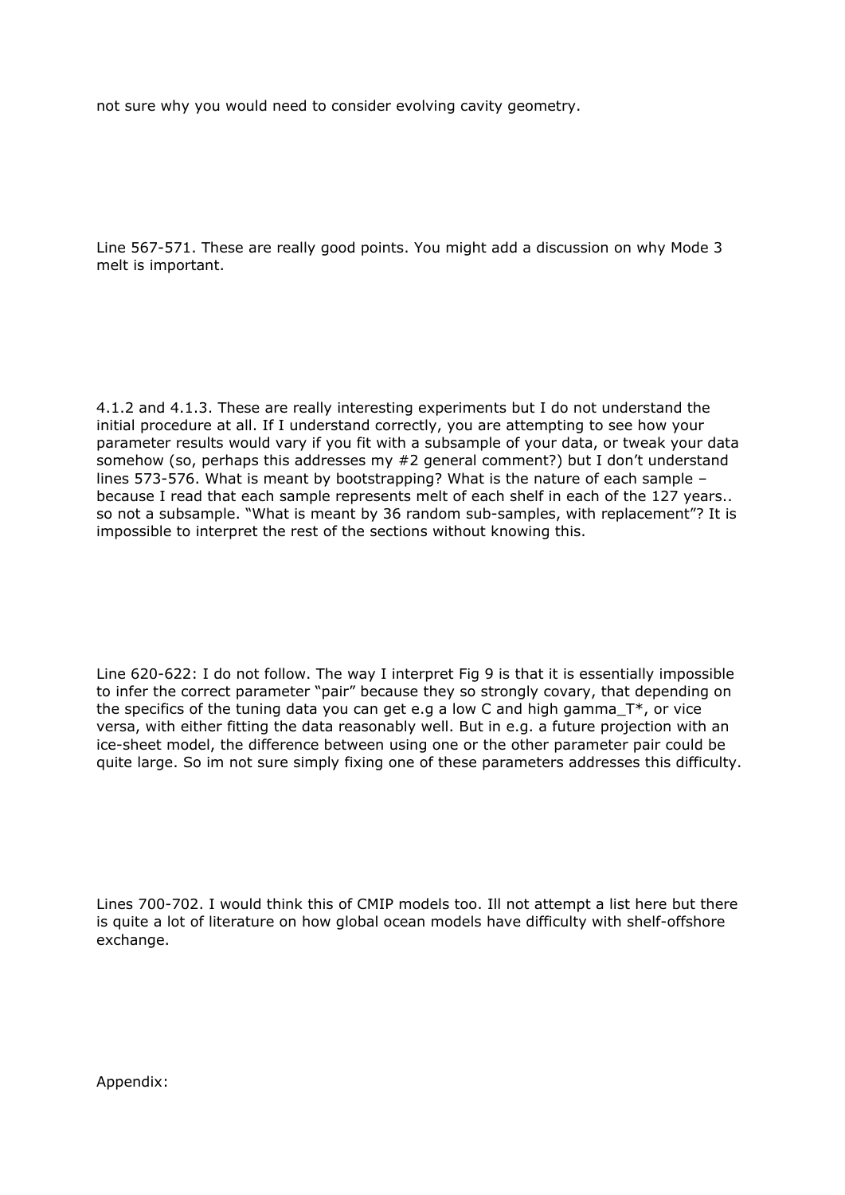not sure why you would need to consider evolving cavity geometry.

Line 567-571. These are really good points. You might add a discussion on why Mode 3 melt is important.

4.1.2 and 4.1.3. These are really interesting experiments but I do not understand the initial procedure at all. If I understand correctly, you are attempting to see how your parameter results would vary if you fit with a subsample of your data, or tweak your data somehow (so, perhaps this addresses my #2 general comment?) but I don't understand lines 573-576. What is meant by bootstrapping? What is the nature of each sample – because I read that each sample represents melt of each shelf in each of the 127 years.. so not a subsample. "What is meant by 36 random sub-samples, with replacement"? It is impossible to interpret the rest of the sections without knowing this.

Line 620-622: I do not follow. The way I interpret Fig 9 is that it is essentially impossible to infer the correct parameter "pair" because they so strongly covary, that depending on the specifics of the tuning data you can get e.g a low C and high $\gamma_T^*$, or vice versa, with either fitting the data reasonably well. But in e.g. a future projection with an ice-sheet model, the difference between using one or the other parameter pair could be quite large. So im not sure simply fixing one of these parameters addresses this difficulty.

Lines 700-702. I would think this of CMIP models too. Ill not attempt a list here but there is quite a lot of literature on how global ocean models have difficulty with shelf-offshore exchange.

Appendix: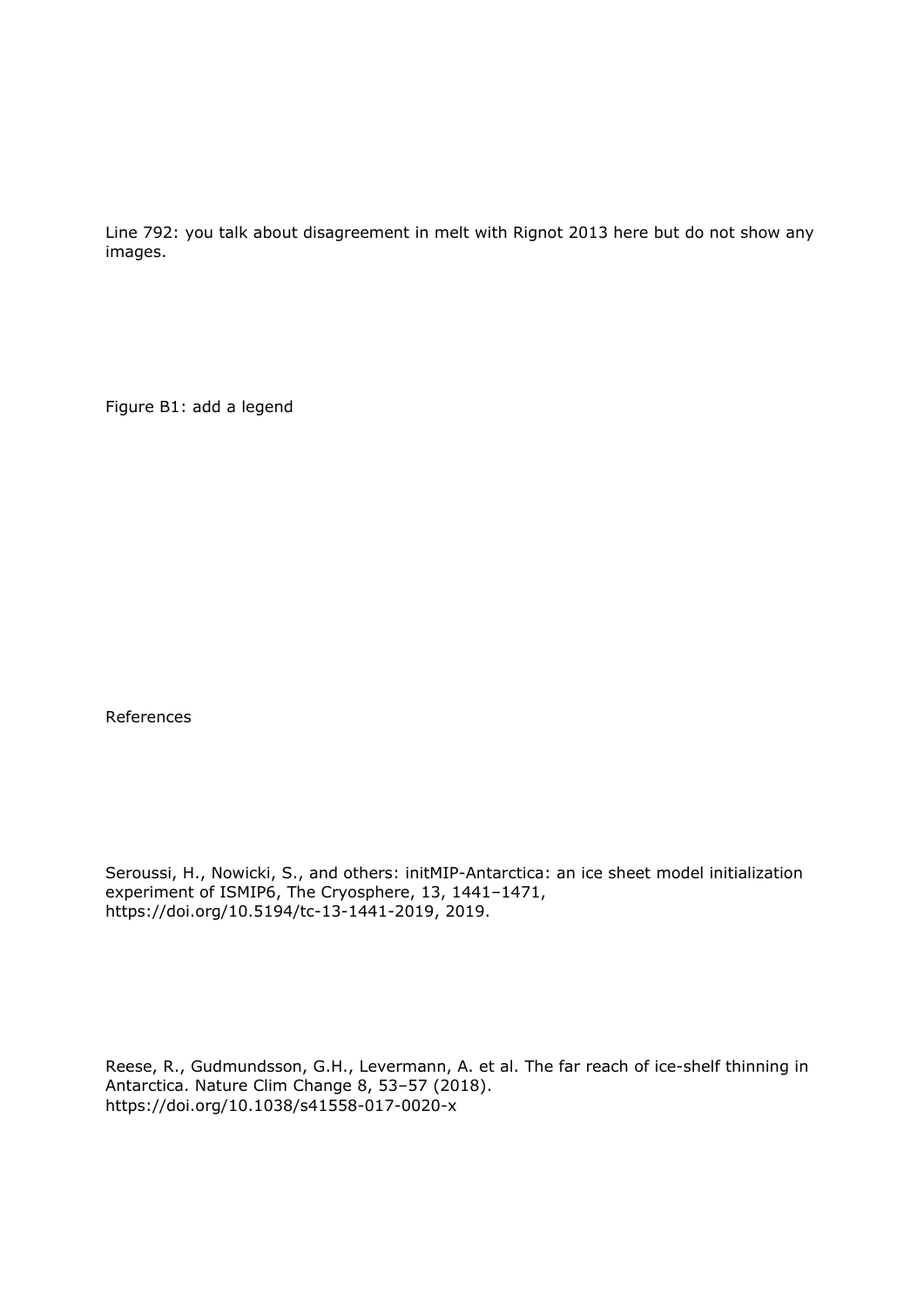Line 792: you talk about disagreement in melt with Rignot 2013 here but do not show any images.

Figure B1: add a legend

References

Seroussi, H., Nowicki, S., and others: initMIP-Antarctica: an ice sheet model initialization experiment of ISMIP6, The Cryosphere, 13, 1441–1471, https://doi.org/10.5194/tc-13-1441-2019, 2019.

Reese, R., Gudmundsson, G.H., Levermann, A. et al. The far reach of ice-shelf thinning in Antarctica. Nature Clim Change 8, 53–57 (2018). https://doi.org/10.1038/s41558-017-0020-x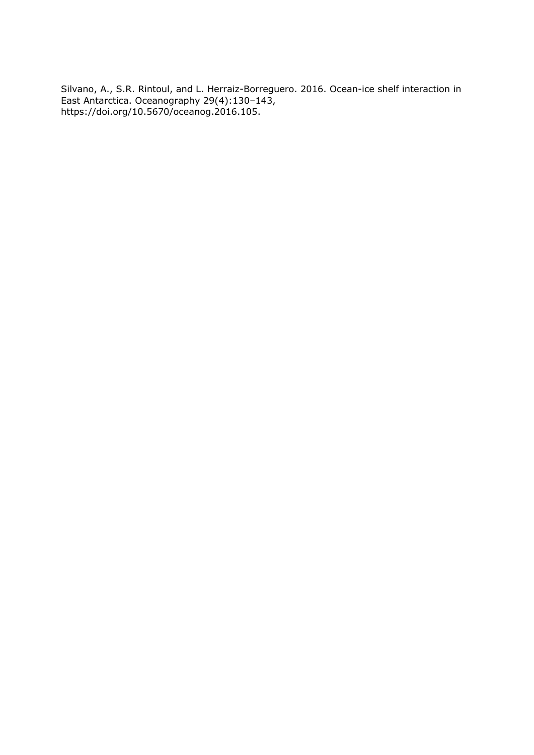Silvano, A., S.R. Rintoul, and L. Herraiz-Borreguero. 2016. Ocean-ice shelf interaction in East Antarctica. Oceanography 29(4):130–143, https://doi.org/10.5670/oceanog.2016.105.